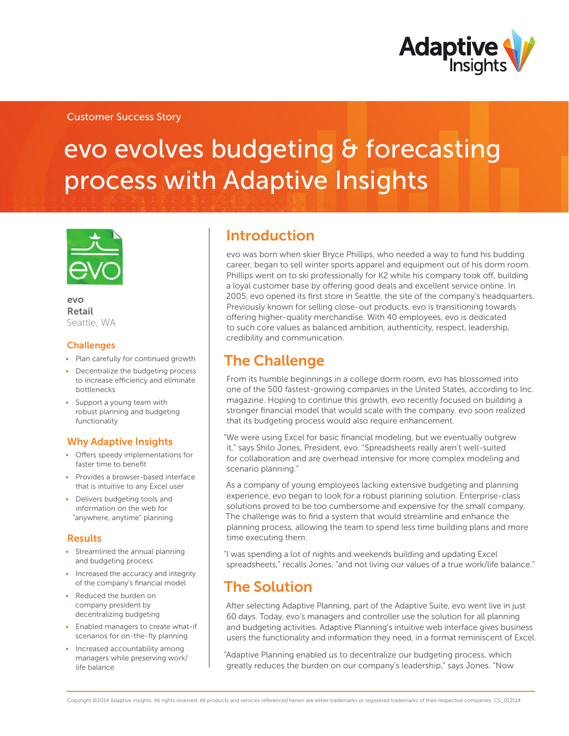Customer Success Story

# evo evolves budgeting & forecasting process with Adaptive Insights

**evo**
**Retail**
Seattle, WA

### Challenges

- Plan carefully for continued growth
- Decentralize the budgeting process to increase efficiency and eliminate bottlenecks
- Support a young team with robust planning and budgeting functionality

### Why Adaptive Insights

- Offers speedy implementations for faster time to benefit
- Provides a browser-based interface that is intuitive to any Excel user
- Delivers budgeting tools and information on the web for "anywhere, anytime" planning

### Results

- Streamlined the annual planning and budgeting process
- Increased the accuracy and integrity of the company's financial model
- Reduced the burden on company president by decentralizing budgeting
- Enabled managers to create what-if scenarios for on-the-fly planning
- Increased accountability among managers while preserving work/life balance

## Introduction

evo was born when skier Bryce Phillips, who needed a way to fund his budding career, began to sell winter sports apparel and equipment out of his dorm room. Phillips went on to ski professionally for K2 while his company took off, building a loyal customer base by offering good deals and excellent service online. In 2005, evo opened its first store in Seattle, the site of the company's headquarters. Previously known for selling close-out products, evo is transitioning towards offering higher-quality merchandise. With 40 employees, evo is dedicated to such core values as balanced ambition, authenticity, respect, leadership, credibility and communication.

## The Challenge

From its humble beginnings in a college dorm room, evo has blossomed into one of the 500 fastest-growing companies in the United States, according to Inc. magazine. Hoping to continue this growth, evo recently focused on building a stronger financial model that would scale with the company. evo soon realized that its budgeting process would also require enhancement.

"We were using Excel for basic financial modeling, but we eventually outgrew it," says Shilo Jones, President, evo. "Spreadsheets really aren't well-suited for collaboration and are overhead intensive for more complex modeling and scenario planning."

As a company of young employees lacking extensive budgeting and planning experience, evo began to look for a robust planning solution. Enterprise-class solutions proved to be too cumbersome and expensive for the small company. The challenge was to find a system that would streamline and enhance the planning process, allowing the team to spend less time building plans and more time executing them.

"I was spending a lot of nights and weekends building and updating Excel spreadsheets," recalls Jones, "and not living our values of a true work/life balance."

## The Solution

After selecting Adaptive Planning, part of the Adaptive Suite, evo went live in just 60 days. Today, evo's managers and controller use the solution for all planning and budgeting activities. Adaptive Planning's intuitive web interface gives business users the functionality and information they need, in a format reminiscent of Excel.

"Adaptive Planning enabled us to decentralize our budgeting process, which greatly reduces the burden on our company's leadership," says Jones. "Now

Copyright ©2014 Adaptive Insights. All rights reserved. All products and services referenced herein are either trademarks or registered trademarks of their respective companies. CS_012114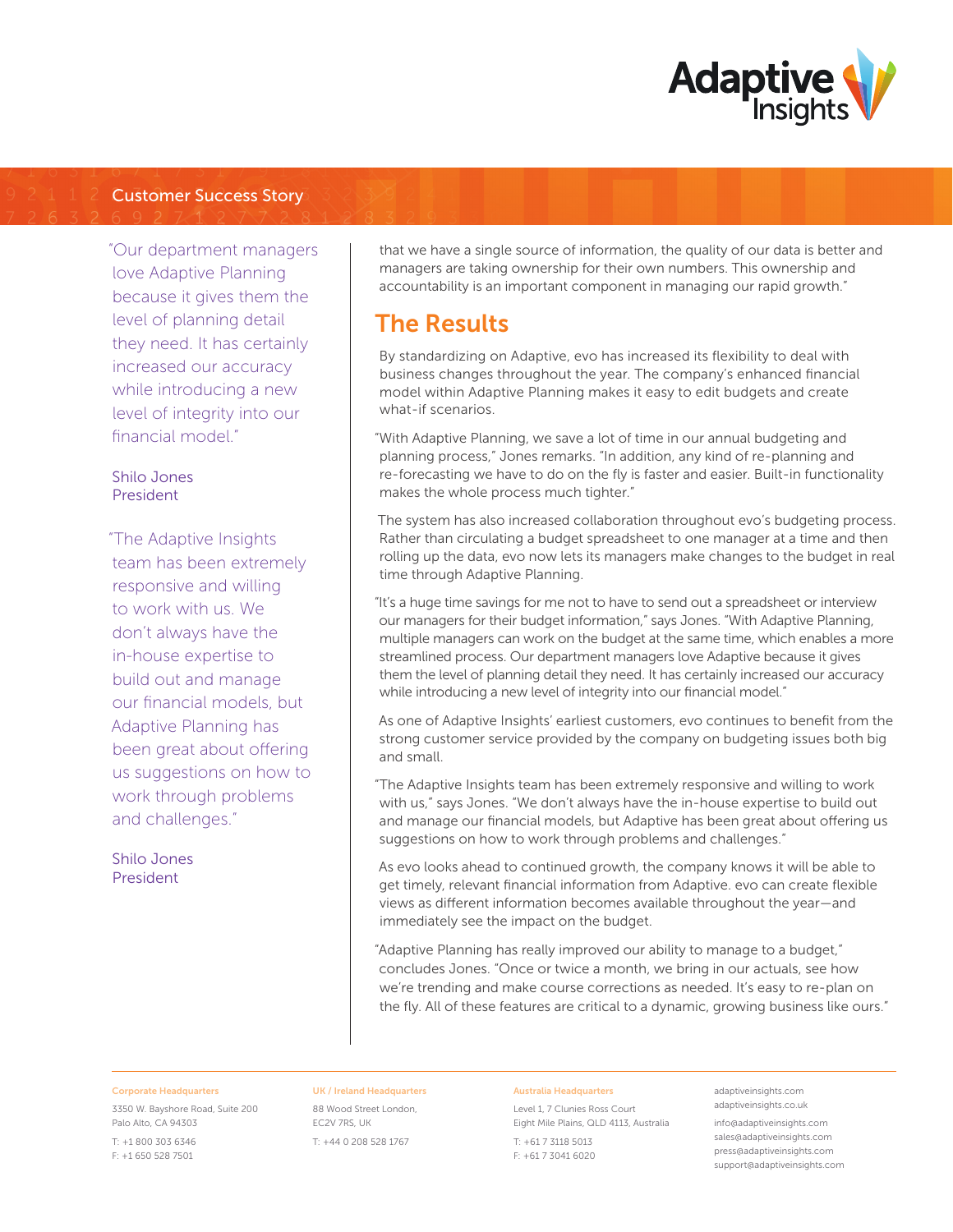"Our department managers love Adaptive Planning because it gives them the level of planning detail they need. It has certainly increased our accuracy while introducing a new level of integrity into our financial model."

Shilo Jones
President

"The Adaptive Insights team has been extremely responsive and willing to work with us. We don't always have the in-house expertise to build out and manage our financial models, but Adaptive Planning has been great about offering us suggestions on how to work through problems and challenges."

Shilo Jones
President

that we have a single source of information, the quality of our data is better and managers are taking ownership for their own numbers. This ownership and accountability is an important component in managing our rapid growth."

## The Results

By standardizing on Adaptive, evo has increased its flexibility to deal with business changes throughout the year. The company's enhanced financial model within Adaptive Planning makes it easy to edit budgets and create what-if scenarios.

"With Adaptive Planning, we save a lot of time in our annual budgeting and planning process," Jones remarks. "In addition, any kind of re-planning and re-forecasting we have to do on the fly is faster and easier. Built-in functionality makes the whole process much tighter."

The system has also increased collaboration throughout evo's budgeting process. Rather than circulating a budget spreadsheet to one manager at a time and then rolling up the data, evo now lets its managers make changes to the budget in real time through Adaptive Planning.

"It's a huge time savings for me not to have to send out a spreadsheet or interview our managers for their budget information," says Jones. "With Adaptive Planning, multiple managers can work on the budget at the same time, which enables a more streamlined process. Our department managers love Adaptive because it gives them the level of planning detail they need. It has certainly increased our accuracy while introducing a new level of integrity into our financial model."

As one of Adaptive Insights' earliest customers, evo continues to benefit from the strong customer service provided by the company on budgeting issues both big and small.

"The Adaptive Insights team has been extremely responsive and willing to work with us," says Jones. "We don't always have the in-house expertise to build out and manage our financial models, but Adaptive has been great about offering us suggestions on how to work through problems and challenges."

As evo looks ahead to continued growth, the company knows it will be able to get timely, relevant financial information from Adaptive. evo can create flexible views as different information becomes available throughout the year—and immediately see the impact on the budget.

"Adaptive Planning has really improved our ability to manage to a budget," concludes Jones. "Once or twice a month, we bring in our actuals, see how we're trending and make course corrections as needed. It's easy to re-plan on the fly. All of these features are critical to a dynamic, growing business like ours."

**Corporate Headquarters**
3350 W. Bayshore Road, Suite 200
Palo Alto, CA 94303
T: +1 800 303 6346
F: +1 650 528 7501

**UK / Ireland Headquarters**
88 Wood Street London,
EC2V 7RS, UK
T: +44 0 208 528 1767

**Australia Headquarters**
Level 1, 7 Clunies Ross Court
Eight Mile Plains, QLD 4113, Australia
T: +61 7 3118 5013
F: +61 7 3041 6020

adaptiveinsights.com
adaptiveinsights.co.uk
info@adaptiveinsights.com
sales@adaptiveinsights.com
press@adaptiveinsights.com
support@adaptiveinsights.com